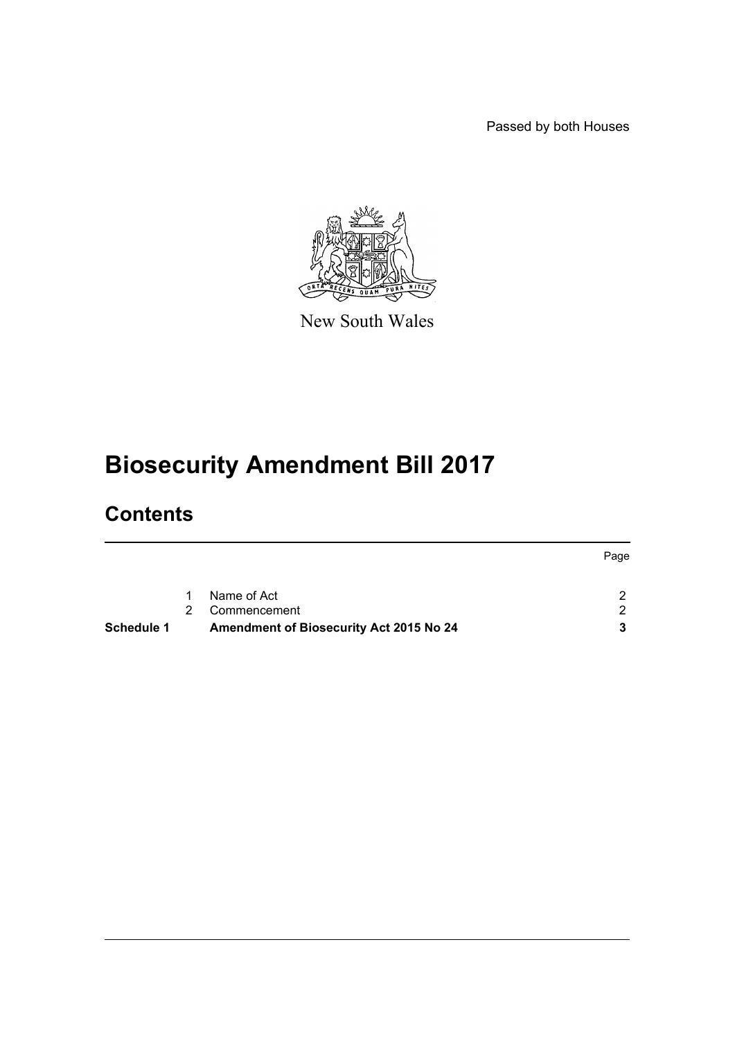Passed by both Houses

New South Wales

# Biosecurity Amendment Bill 2017

## Contents

| | | | Page |
|---|---|---|---|
| | 1 | Name of Act | 2 |
| | 2 | Commencement | 2 |
| **Schedule 1** | | **Amendment of Biosecurity Act 2015 No 24** | **3** |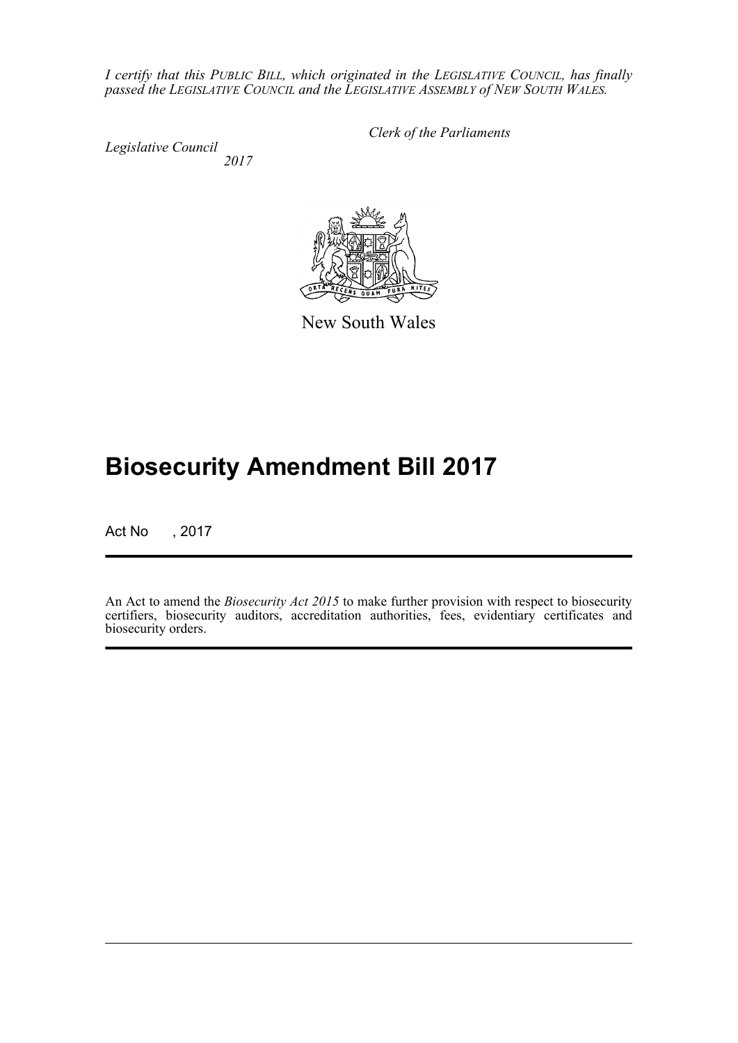*I certify that this PUBLIC BILL, which originated in the LEGISLATIVE COUNCIL, has finally passed the LEGISLATIVE COUNCIL and the LEGISLATIVE ASSEMBLY of NEW SOUTH WALES.*

*Clerk of the Parliaments*

*Legislative Council*
*2017*

New South Wales

# Biosecurity Amendment Bill 2017

Act No , 2017

An Act to amend the *Biosecurity Act 2015* to make further provision with respect to biosecurity certifiers, biosecurity auditors, accreditation authorities, fees, evidentiary certificates and biosecurity orders.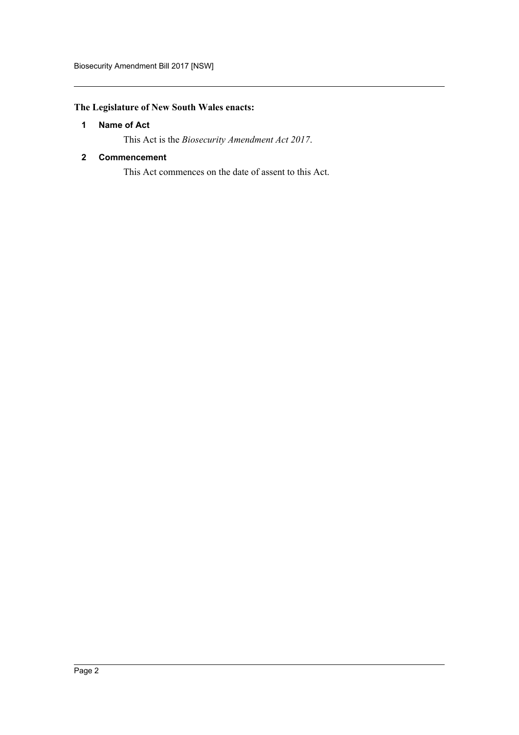**The Legislature of New South Wales enacts:**

**1 Name of Act**

This Act is the *Biosecurity Amendment Act 2017*.

**2 Commencement**

This Act commences on the date of assent to this Act.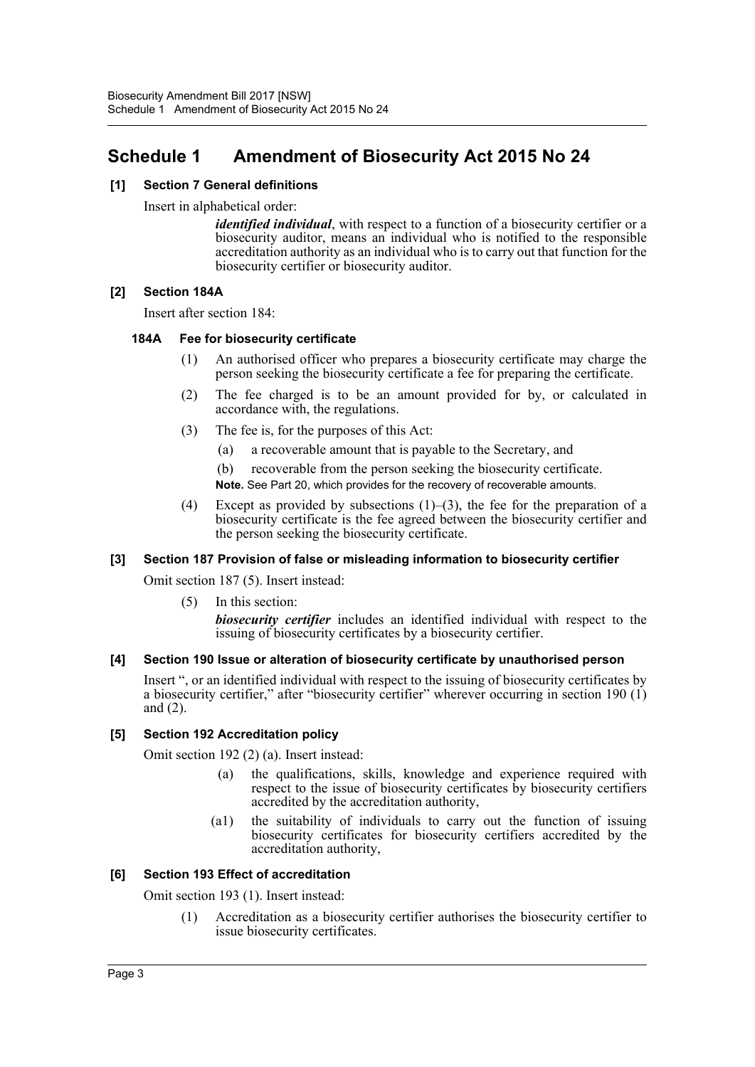# Schedule 1 Amendment of Biosecurity Act 2015 No 24

**[1] Section 7 General definitions**

Insert in alphabetical order:

> ***identified individual***, with respect to a function of a biosecurity certifier or a biosecurity auditor, means an individual who is notified to the responsible accreditation authority as an individual who is to carry out that function for the biosecurity certifier or biosecurity auditor.

**[2] Section 184A**

Insert after section 184:

**184A Fee for biosecurity certificate**

(1) An authorised officer who prepares a biosecurity certificate may charge the person seeking the biosecurity certificate a fee for preparing the certificate.

(2) The fee charged is to be an amount provided for by, or calculated in accordance with, the regulations.

(3) The fee is, for the purposes of this Act:

(a) a recoverable amount that is payable to the Secretary, and

(b) recoverable from the person seeking the biosecurity certificate.

**Note.** See Part 20, which provides for the recovery of recoverable amounts.

(4) Except as provided by subsections (1)–(3), the fee for the preparation of a biosecurity certificate is the fee agreed between the biosecurity certifier and the person seeking the biosecurity certificate.

**[3] Section 187 Provision of false or misleading information to biosecurity certifier**

Omit section 187 (5). Insert instead:

(5) In this section:

***biosecurity certifier*** includes an identified individual with respect to the issuing of biosecurity certificates by a biosecurity certifier.

**[4] Section 190 Issue or alteration of biosecurity certificate by unauthorised person**

Insert ", or an identified individual with respect to the issuing of biosecurity certificates by a biosecurity certifier," after "biosecurity certifier" wherever occurring in section 190 (1) and (2).

**[5] Section 192 Accreditation policy**

Omit section 192 (2) (a). Insert instead:

(a) the qualifications, skills, knowledge and experience required with respect to the issue of biosecurity certificates by biosecurity certifiers accredited by the accreditation authority,

(a1) the suitability of individuals to carry out the function of issuing biosecurity certificates for biosecurity certifiers accredited by the accreditation authority,

**[6] Section 193 Effect of accreditation**

Omit section 193 (1). Insert instead:

(1) Accreditation as a biosecurity certifier authorises the biosecurity certifier to issue biosecurity certificates.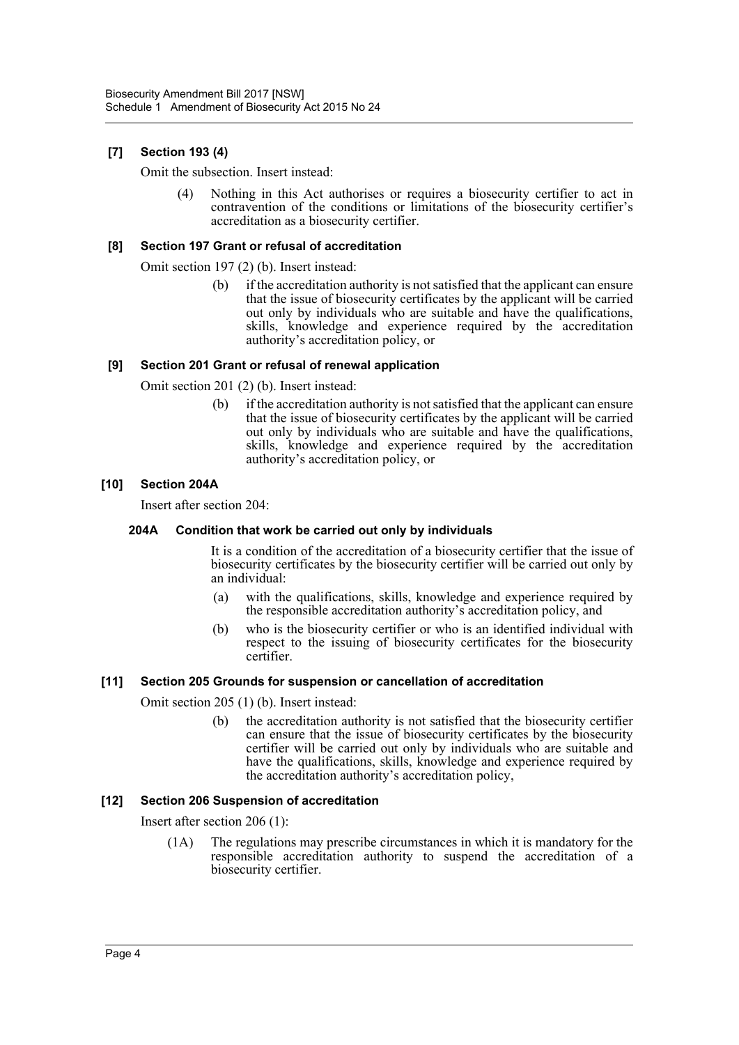**[7] Section 193 (4)**

Omit the subsection. Insert instead:

> (4) Nothing in this Act authorises or requires a biosecurity certifier to act in contravention of the conditions or limitations of the biosecurity certifier's accreditation as a biosecurity certifier.

**[8] Section 197 Grant or refusal of accreditation**

Omit section 197 (2) (b). Insert instead:

> (b) if the accreditation authority is not satisfied that the applicant can ensure that the issue of biosecurity certificates by the applicant will be carried out only by individuals who are suitable and have the qualifications, skills, knowledge and experience required by the accreditation authority's accreditation policy, or

**[9] Section 201 Grant or refusal of renewal application**

Omit section 201 (2) (b). Insert instead:

> (b) if the accreditation authority is not satisfied that the applicant can ensure that the issue of biosecurity certificates by the applicant will be carried out only by individuals who are suitable and have the qualifications, skills, knowledge and experience required by the accreditation authority's accreditation policy, or

**[10] Section 204A**

Insert after section 204:

> **204A Condition that work be carried out only by individuals**
>
> It is a condition of the accreditation of a biosecurity certifier that the issue of biosecurity certificates by the biosecurity certifier will be carried out only by an individual:
>
> (a) with the qualifications, skills, knowledge and experience required by the responsible accreditation authority's accreditation policy, and
>
> (b) who is the biosecurity certifier or who is an identified individual with respect to the issuing of biosecurity certificates for the biosecurity certifier.

**[11] Section 205 Grounds for suspension or cancellation of accreditation**

Omit section 205 (1) (b). Insert instead:

> (b) the accreditation authority is not satisfied that the biosecurity certifier can ensure that the issue of biosecurity certificates by the biosecurity certifier will be carried out only by individuals who are suitable and have the qualifications, skills, knowledge and experience required by the accreditation authority's accreditation policy,

**[12] Section 206 Suspension of accreditation**

Insert after section 206 (1):

> (1A) The regulations may prescribe circumstances in which it is mandatory for the responsible accreditation authority to suspend the accreditation of a biosecurity certifier.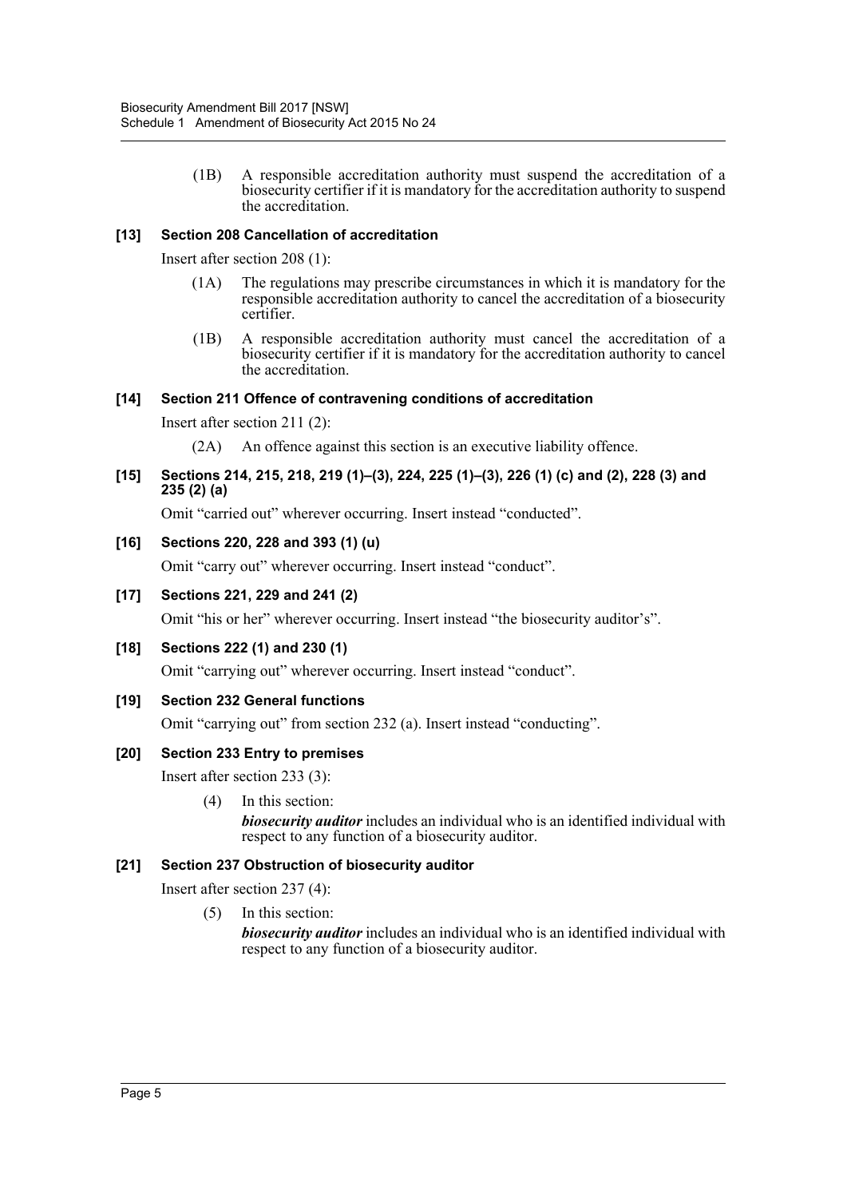(1B) A responsible accreditation authority must suspend the accreditation of a biosecurity certifier if it is mandatory for the accreditation authority to suspend the accreditation.

### [13] Section 208 Cancellation of accreditation

Insert after section 208 (1):

(1A) The regulations may prescribe circumstances in which it is mandatory for the responsible accreditation authority to cancel the accreditation of a biosecurity certifier.

(1B) A responsible accreditation authority must cancel the accreditation of a biosecurity certifier if it is mandatory for the accreditation authority to cancel the accreditation.

### [14] Section 211 Offence of contravening conditions of accreditation

Insert after section 211 (2):

(2A) An offence against this section is an executive liability offence.

### [15] Sections 214, 215, 218, 219 (1)–(3), 224, 225 (1)–(3), 226 (1) (c) and (2), 228 (3) and 235 (2) (a)

Omit "carried out" wherever occurring. Insert instead "conducted".

### [16] Sections 220, 228 and 393 (1) (u)

Omit "carry out" wherever occurring. Insert instead "conduct".

### [17] Sections 221, 229 and 241 (2)

Omit "his or her" wherever occurring. Insert instead "the biosecurity auditor's".

### [18] Sections 222 (1) and 230 (1)

Omit "carrying out" wherever occurring. Insert instead "conduct".

### [19] Section 232 General functions

Omit "carrying out" from section 232 (a). Insert instead "conducting".

### [20] Section 233 Entry to premises

Insert after section 233 (3):

(4) In this section:

***biosecurity auditor*** includes an individual who is an identified individual with respect to any function of a biosecurity auditor.

### [21] Section 237 Obstruction of biosecurity auditor

Insert after section 237 (4):

(5) In this section:

***biosecurity auditor*** includes an individual who is an identified individual with respect to any function of a biosecurity auditor.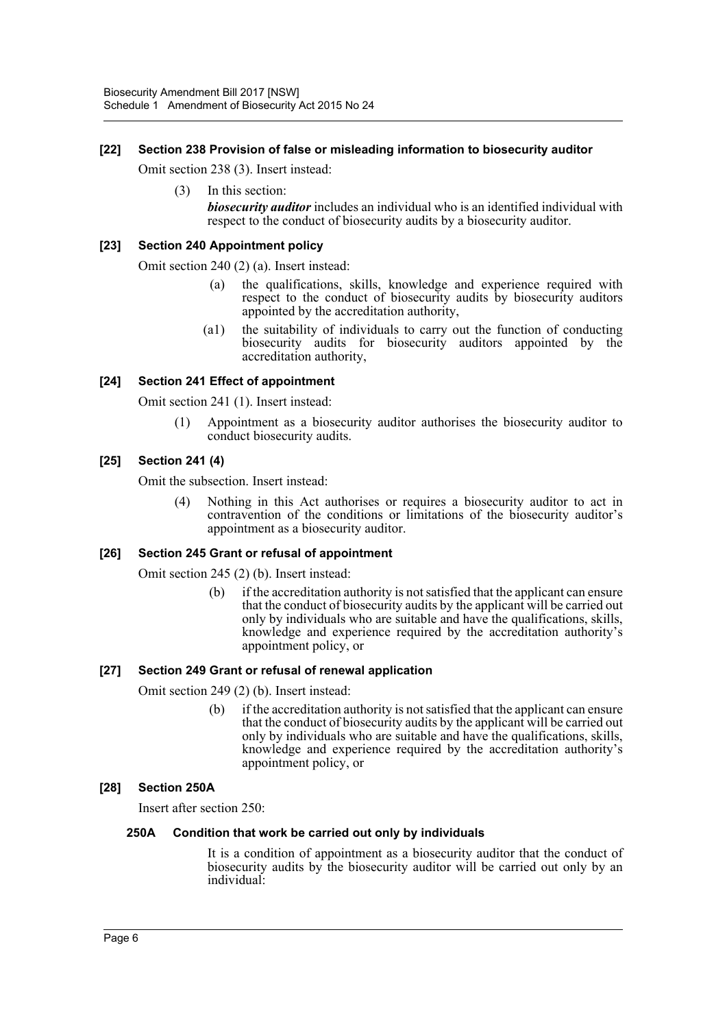#### [22] Section 238 Provision of false or misleading information to biosecurity auditor

Omit section 238 (3). Insert instead:

(3) In this section:

***biosecurity auditor*** includes an individual who is an identified individual with respect to the conduct of biosecurity audits by a biosecurity auditor.

#### [23] Section 240 Appointment policy

Omit section 240 (2) (a). Insert instead:

(a) the qualifications, skills, knowledge and experience required with respect to the conduct of biosecurity audits by biosecurity auditors appointed by the accreditation authority,

(a1) the suitability of individuals to carry out the function of conducting biosecurity audits for biosecurity auditors appointed by the accreditation authority,

#### [24] Section 241 Effect of appointment

Omit section 241 (1). Insert instead:

(1) Appointment as a biosecurity auditor authorises the biosecurity auditor to conduct biosecurity audits.

#### [25] Section 241 (4)

Omit the subsection. Insert instead:

(4) Nothing in this Act authorises or requires a biosecurity auditor to act in contravention of the conditions or limitations of the biosecurity auditor's appointment as a biosecurity auditor.

#### [26] Section 245 Grant or refusal of appointment

Omit section 245 (2) (b). Insert instead:

(b) if the accreditation authority is not satisfied that the applicant can ensure that the conduct of biosecurity audits by the applicant will be carried out only by individuals who are suitable and have the qualifications, skills, knowledge and experience required by the accreditation authority's appointment policy, or

#### [27] Section 249 Grant or refusal of renewal application

Omit section 249 (2) (b). Insert instead:

(b) if the accreditation authority is not satisfied that the applicant can ensure that the conduct of biosecurity audits by the applicant will be carried out only by individuals who are suitable and have the qualifications, skills, knowledge and experience required by the accreditation authority's appointment policy, or

#### [28] Section 250A

Insert after section 250:

##### 250A Condition that work be carried out only by individuals

It is a condition of appointment as a biosecurity auditor that the conduct of biosecurity audits by the biosecurity auditor will be carried out only by an individual: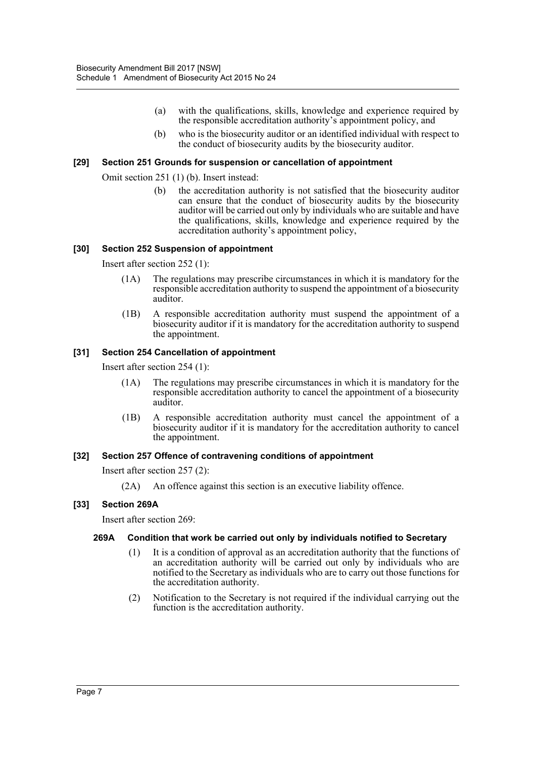(a) with the qualifications, skills, knowledge and experience required by the responsible accreditation authority's appointment policy, and

(b) who is the biosecurity auditor or an identified individual with respect to the conduct of biosecurity audits by the biosecurity auditor.

### [29] Section 251 Grounds for suspension or cancellation of appointment

Omit section 251 (1) (b). Insert instead:

(b) the accreditation authority is not satisfied that the biosecurity auditor can ensure that the conduct of biosecurity audits by the biosecurity auditor will be carried out only by individuals who are suitable and have the qualifications, skills, knowledge and experience required by the accreditation authority's appointment policy,

### [30] Section 252 Suspension of appointment

Insert after section 252 (1):

(1A) The regulations may prescribe circumstances in which it is mandatory for the responsible accreditation authority to suspend the appointment of a biosecurity auditor.

(1B) A responsible accreditation authority must suspend the appointment of a biosecurity auditor if it is mandatory for the accreditation authority to suspend the appointment.

### [31] Section 254 Cancellation of appointment

Insert after section 254 (1):

(1A) The regulations may prescribe circumstances in which it is mandatory for the responsible accreditation authority to cancel the appointment of a biosecurity auditor.

(1B) A responsible accreditation authority must cancel the appointment of a biosecurity auditor if it is mandatory for the accreditation authority to cancel the appointment.

### [32] Section 257 Offence of contravening conditions of appointment

Insert after section 257 (2):

(2A) An offence against this section is an executive liability offence.

### [33] Section 269A

Insert after section 269:

#### 269A Condition that work be carried out only by individuals notified to Secretary

(1) It is a condition of approval as an accreditation authority that the functions of an accreditation authority will be carried out only by individuals who are notified to the Secretary as individuals who are to carry out those functions for the accreditation authority.

(2) Notification to the Secretary is not required if the individual carrying out the function is the accreditation authority.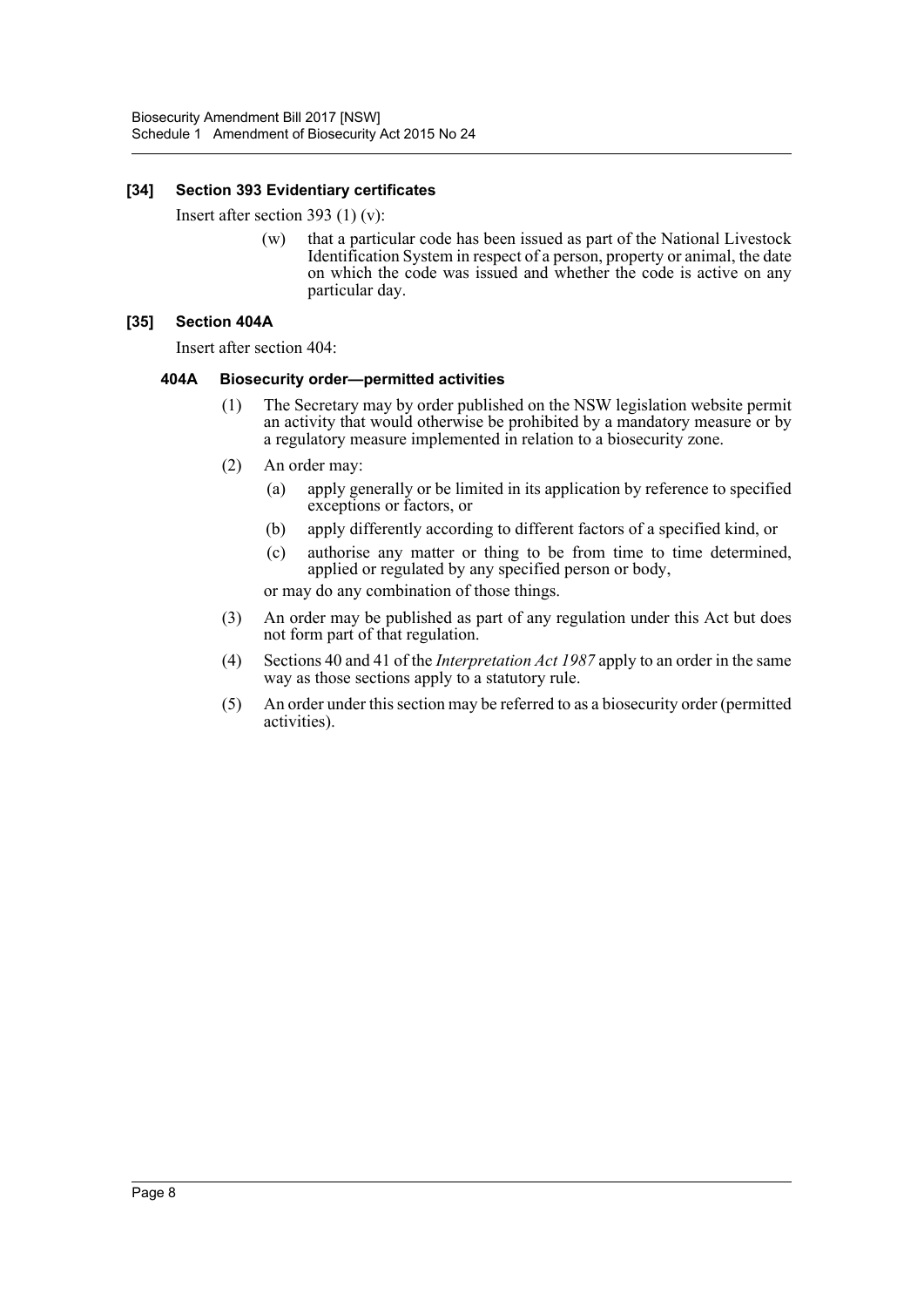### [34] Section 393 Evidentiary certificates

Insert after section 393 (1) (v):

(w) that a particular code has been issued as part of the National Livestock Identification System in respect of a person, property or animal, the date on which the code was issued and whether the code is active on any particular day.

### [35] Section 404A

Insert after section 404:

#### 404A Biosecurity order—permitted activities

(1) The Secretary may by order published on the NSW legislation website permit an activity that would otherwise be prohibited by a mandatory measure or by a regulatory measure implemented in relation to a biosecurity zone.

(2) An order may:

(a) apply generally or be limited in its application by reference to specified exceptions or factors, or

(b) apply differently according to different factors of a specified kind, or

(c) authorise any matter or thing to be from time to time determined, applied or regulated by any specified person or body,

or may do any combination of those things.

(3) An order may be published as part of any regulation under this Act but does not form part of that regulation.

(4) Sections 40 and 41 of the *Interpretation Act 1987* apply to an order in the same way as those sections apply to a statutory rule.

(5) An order under this section may be referred to as a biosecurity order (permitted activities).